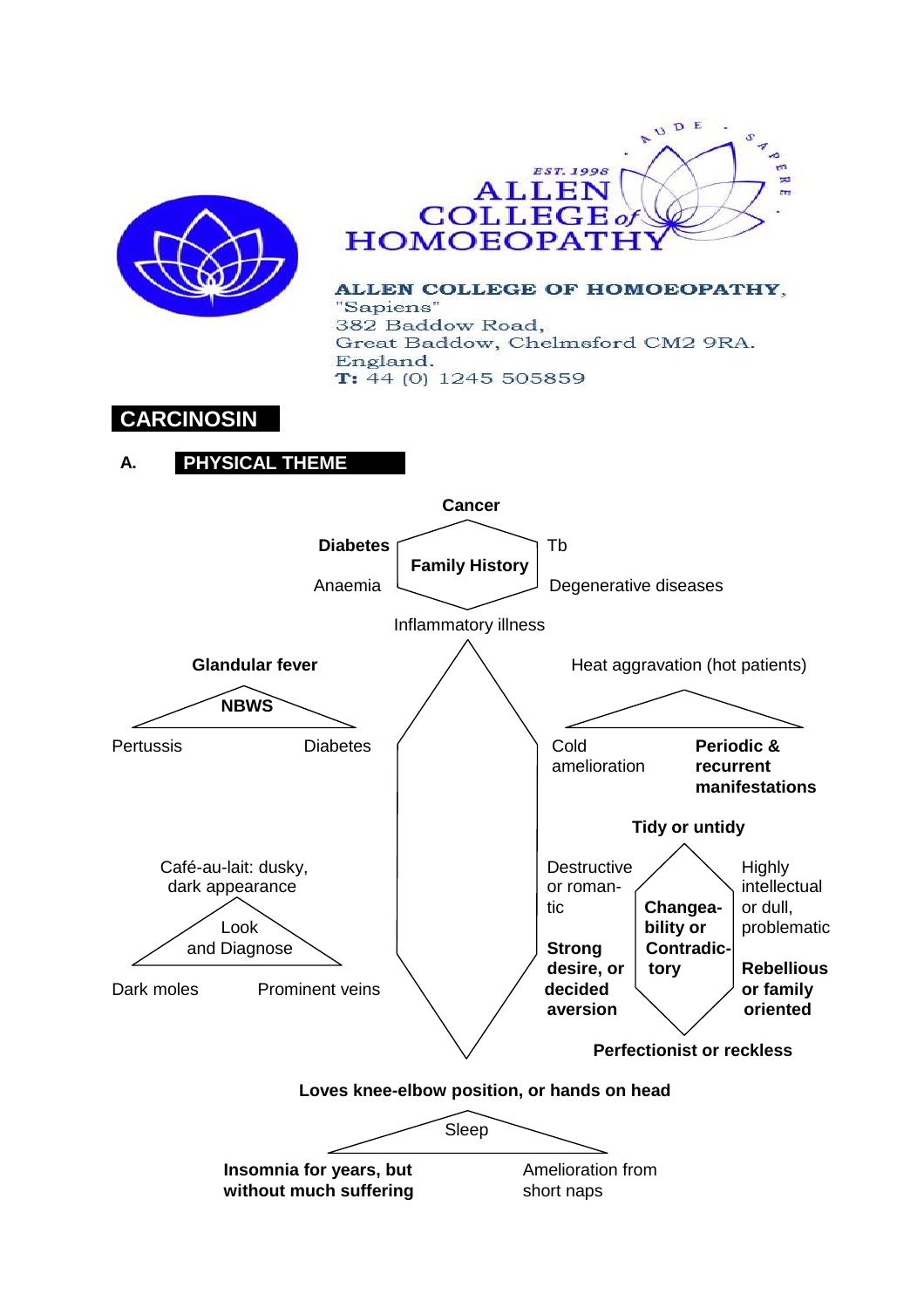ALLEN COLLEGE of HOMOEOPATHY

EST. 1998

AUDE SAPERE

**ALLEN COLLEGE OF HOMOEOPATHY,**
"Sapiens"
382 Baddow Road,
Great Baddow, Chelmsford CM2 9RA.
England.
**T:** 44 (0) 1245 505859

# CARCINOSIN

## A. PHYSICAL THEME

**Cancer**

**Diabetes**

Tb

**Family History**

Anaemia

Degenerative diseases

Inflammatory illness

**Glandular fever**

**NBWS**

Pertussis

Diabetes

Heat aggravation (hot patients)

Cold amelioration

**Periodic & recurrent manifestations**

**Tidy or untidy**

Destructive or romantic

Highly intellectual or dull, problematic

**Changeability or Contradictory**

**Strong desire, or decided aversion**

**Rebellious or family oriented**

**Perfectionist or reckless**

Café-au-lait: dusky, dark appearance

Look and Diagnose

Dark moles

Prominent veins

**Loves knee-elbow position, or hands on head**

Sleep

**Insomnia for years, but without much suffering**

Amelioration from short naps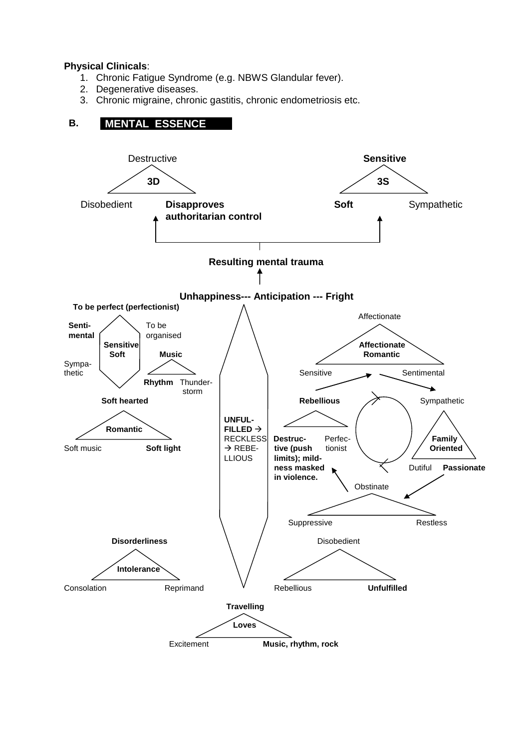**Physical Clinicals**:

1. Chronic Fatigue Syndrome (e.g. NBWS Glandular fever).
2. Degenerative diseases.
3. Chronic migraine, chronic gastitis, chronic endometriosis etc.

## B. MENTAL ESSENCE

Destructive
**3D**
Disobedient
**Disapproves authoritarian control**

**Sensitive**
**3S**
**Soft**
Sympathetic

**Resulting mental trauma**

**Unhappiness--- Anticipation --- Fright**

**To be perfect (perfectionist)**
**Senti-mental**
To be organised
**Sensitive Soft**
Sympa-thetic
**Soft hearted**

**Music**
**Rhythm**
Thunder-storm

**Romantic**
Soft music
**Soft light**

**UNFUL-FILLED** → RECKLESS → REBE-LLIOUS

Affectionate
**Affectionate Romantic**
Sensitive
Sentimental

**Rebellious**
**Destruc-tive (push limits); mild-ness masked in violence.**
Perfec-tionist

Sympathetic
**Family Oriented**
Dutiful
**Passionate**

Obstinate
Suppressive
Restless

**Disorderliness**
**Intolerance**
Consolation
Reprimand

Disobedient
Rebellious
**Unfulfilled**

**Travelling**
**Loves**
Excitement
**Music, rhythm, rock**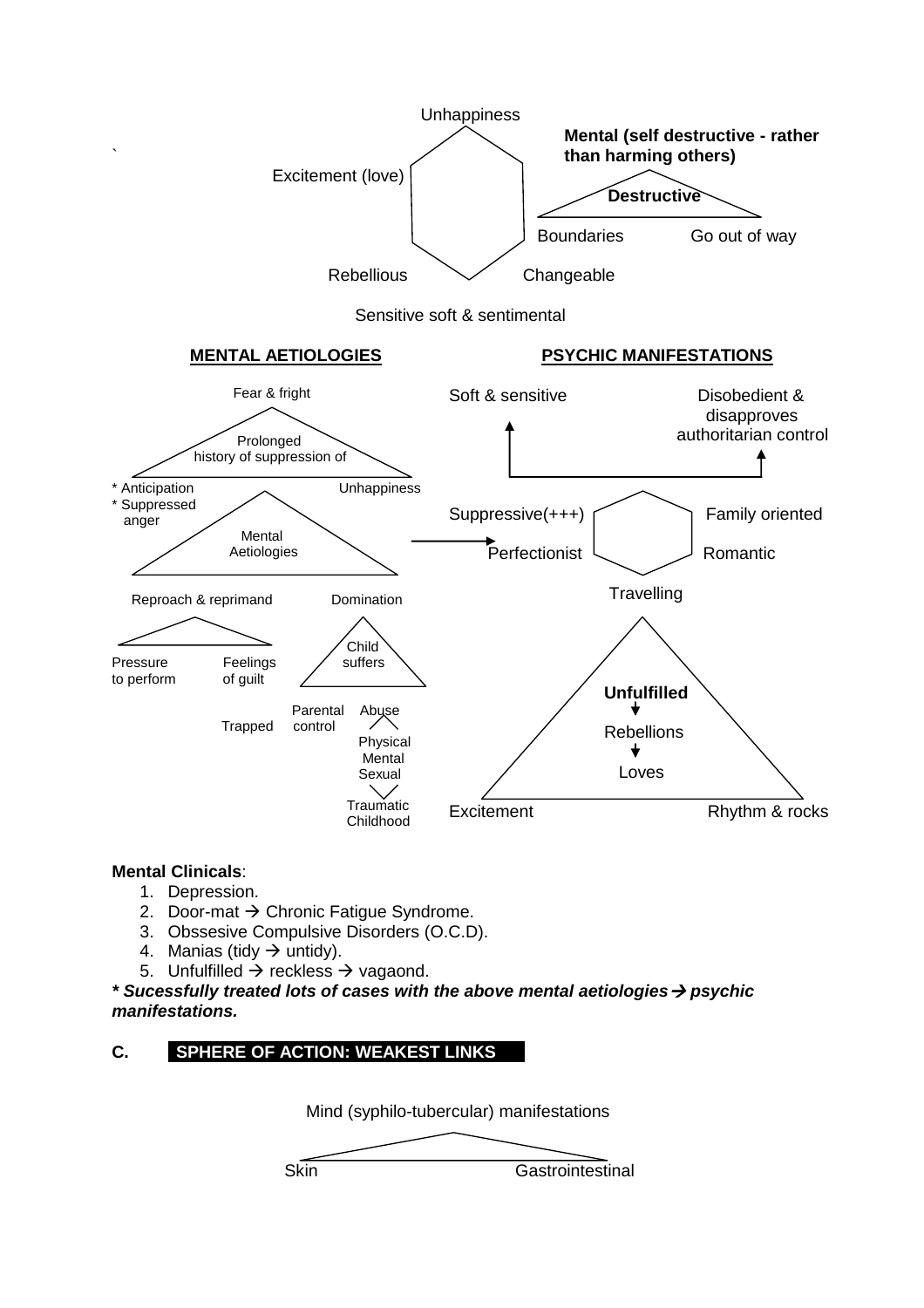`

Unhappiness

Excitement (love)

Rebellious

Changeable

Sensitive soft & sentimental

**Mental (self destructive - rather than harming others)**

**Destructive**

Boundaries

Go out of way

**MENTAL AETIOLOGIES**

Fear & fright

Prolonged
history of suppression of

* Anticipation
* Suppressed anger

Unhappiness

Mental
Aetiologies

Reproach & reprimand

Pressure to perform

Feelings of guilt

Trapped

Domination

Child suffers

Parental control

Abuse

Physical
Mental
Sexual

Traumatic Childhood

**PSYCHIC MANIFESTATIONS**

Soft & sensitive

Disobedient & disapproves authoritarian control

Suppressive(+++)

Family oriented

Perfectionist

Romantic

Travelling

**Unfulfilled**
↓
Rebellions
↓
Loves

Excitement

Rhythm & rocks

**Mental Clinicals**:

1. Depression.
2. Door-mat → Chronic Fatigue Syndrome.
3. Obssesive Compulsive Disorders (O.C.D).
4. Manias (tidy → untidy).
5. Unfulfilled → reckless → vagaond.

***** *Sucessfully treated lots of cases with the above mental aetiologies → psychic manifestations.***

**C. SPHERE OF ACTION: WEAKEST LINKS**

Mind (syphilo-tubercular) manifestations

Skin

Gastrointestinal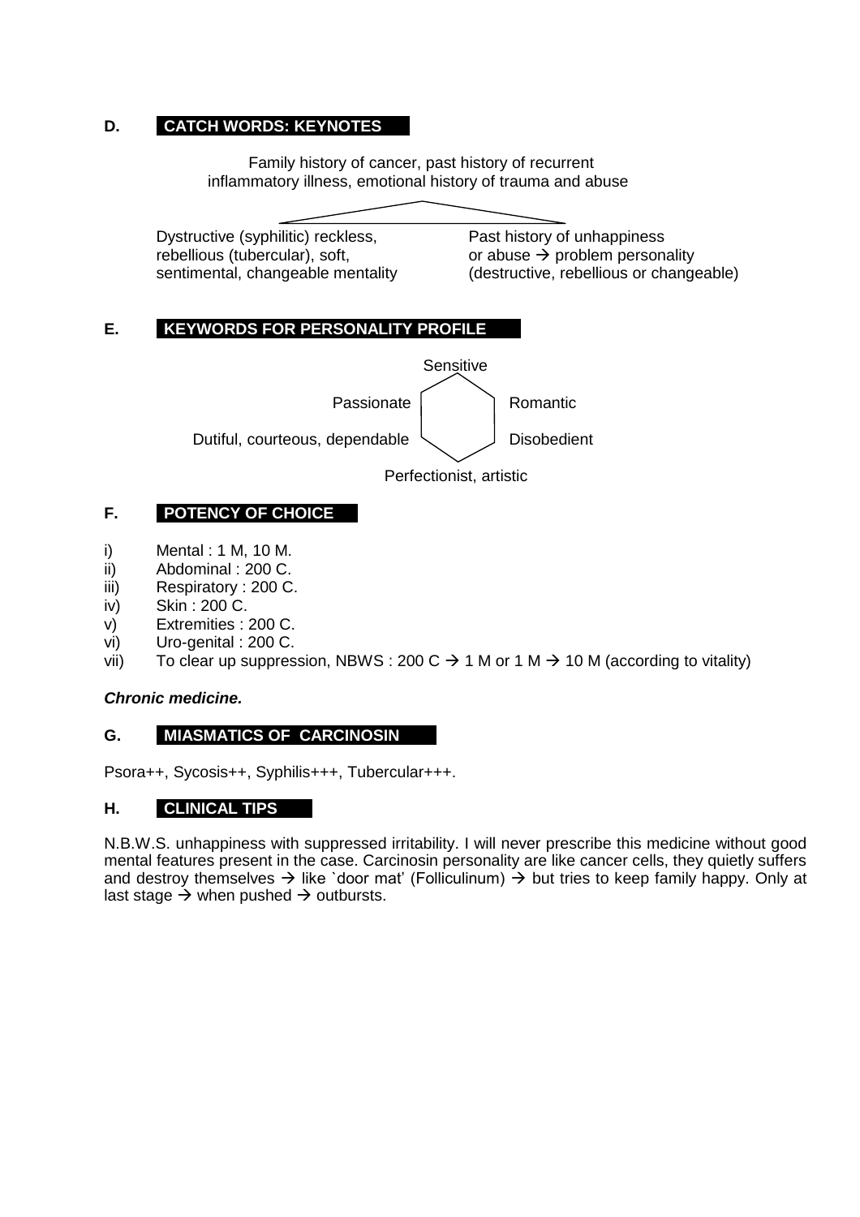## D. CATCH WORDS: KEYNOTES

Family history of cancer, past history of recurrent inflammatory illness, emotional history of trauma and abuse

Dystructive (syphilitic) reckless, rebellious (tubercular), soft, sentimental, changeable mentality

Past history of unhappiness or abuse → problem personality (destructive, rebellious or changeable)

## E. KEYWORDS FOR PERSONALITY PROFILE

Sensitive

Passionate

Romantic

Dutiful, courteous, dependable

Disobedient

Perfectionist, artistic

## F. POTENCY OF CHOICE

i) Mental : 1 M, 10 M.
ii) Abdominal : 200 C.
iii) Respiratory : 200 C.
iv) Skin : 200 C.
v) Extremities : 200 C.
vi) Uro-genital : 200 C.
vii) To clear up suppression, NBWS : 200 C → 1 M or 1 M → 10 M (according to vitality)

***Chronic medicine.***

## G. MIASMATICS OF CARCINOSIN

Psora++, Sycosis++, Syphilis+++, Tubercular+++.

## H. CLINICAL TIPS

N.B.W.S. unhappiness with suppressed irritability. I will never prescribe this medicine without good mental features present in the case. Carcinosin personality are like cancer cells, they quietly suffers and destroy themselves → like `door mat' (Folliculinum) → but tries to keep family happy. Only at last stage → when pushed → outbursts.